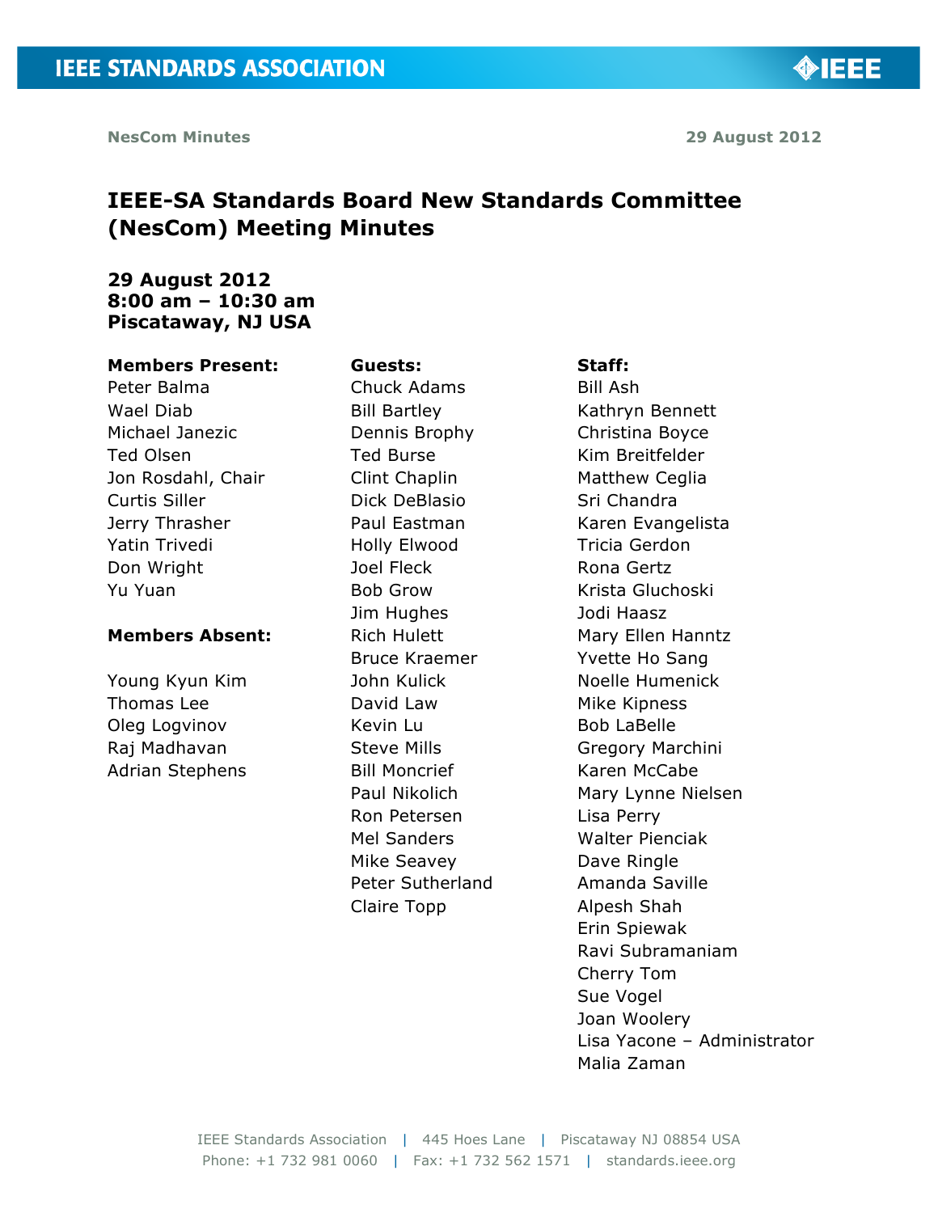NesCom Minutes 29 August 2012

# IEEE-SA Standards Board New Standards Committee (NesCom) Meeting Minutes

**29 August 2012**
**8:00 am – 10:30 am**
**Piscataway, NJ USA**

**Members Present:**
Peter Balma
Wael Diab
Michael Janezic
Ted Olsen
Jon Rosdahl, Chair
Curtis Siller
Jerry Thrasher
Yatin Trivedi
Don Wright
Yu Yuan

**Members Absent:**

Young Kyun Kim
Thomas Lee
Oleg Logvinov
Raj Madhavan
Adrian Stephens

**Guests:**
Chuck Adams
Bill Bartley
Dennis Brophy
Ted Burse
Clint Chaplin
Dick DeBlasio
Paul Eastman
Holly Elwood
Joel Fleck
Bob Grow
Jim Hughes
Rich Hulett
Bruce Kraemer
John Kulick
David Law
Kevin Lu
Steve Mills
Bill Moncrief
Paul Nikolich
Ron Petersen
Mel Sanders
Mike Seavey
Peter Sutherland
Claire Topp

**Staff:**
Bill Ash
Kathryn Bennett
Christina Boyce
Kim Breitfelder
Matthew Ceglia
Sri Chandra
Karen Evangelista
Tricia Gerdon
Rona Gertz
Krista Gluchoski
Jodi Haasz
Mary Ellen Hanntz
Yvette Ho Sang
Noelle Humenick
Mike Kipness
Bob LaBelle
Gregory Marchini
Karen McCabe
Mary Lynne Nielsen
Lisa Perry
Walter Pienciak
Dave Ringle
Amanda Saville
Alpesh Shah
Erin Spiewak
Ravi Subramaniam
Cherry Tom
Sue Vogel
Joan Woolery
Lisa Yacone – Administrator
Malia Zaman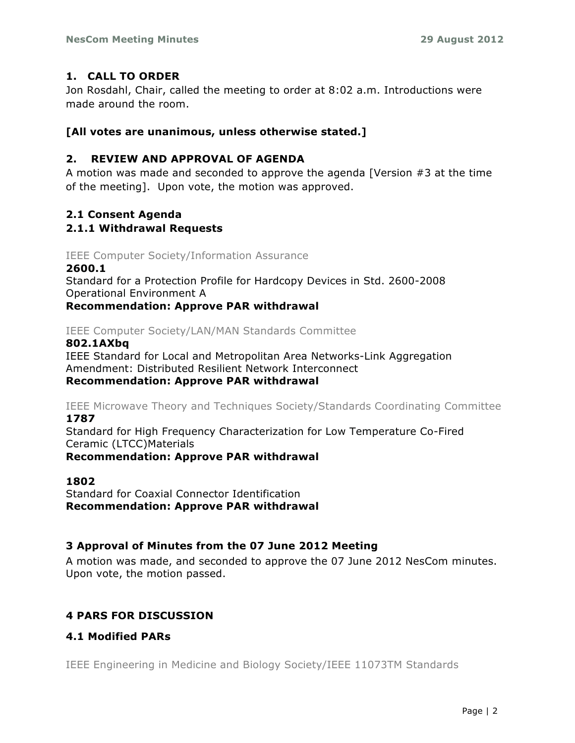## 1. CALL TO ORDER

Jon Rosdahl, Chair, called the meeting to order at 8:02 a.m. Introductions were made around the room.

**[All votes are unanimous, unless otherwise stated.]**

## 2. REVIEW AND APPROVAL OF AGENDA

A motion was made and seconded to approve the agenda [Version #3 at the time of the meeting]. Upon vote, the motion was approved.

### 2.1 Consent Agenda

#### 2.1.1 Withdrawal Requests

IEEE Computer Society/Information Assurance

**2600.1**
Standard for a Protection Profile for Hardcopy Devices in Std. 2600-2008 Operational Environment A
**Recommendation: Approve PAR withdrawal**

IEEE Computer Society/LAN/MAN Standards Committee

**802.1AXbq**
IEEE Standard for Local and Metropolitan Area Networks-Link Aggregation Amendment: Distributed Resilient Network Interconnect
**Recommendation: Approve PAR withdrawal**

IEEE Microwave Theory and Techniques Society/Standards Coordinating Committee

**1787**
Standard for High Frequency Characterization for Low Temperature Co-Fired Ceramic (LTCC)Materials
**Recommendation: Approve PAR withdrawal**

**1802**
Standard for Coaxial Connector Identification
**Recommendation: Approve PAR withdrawal**

## 3 Approval of Minutes from the 07 June 2012 Meeting

A motion was made, and seconded to approve the 07 June 2012 NesCom minutes. Upon vote, the motion passed.

## 4 PARS FOR DISCUSSION

### 4.1 Modified PARs

IEEE Engineering in Medicine and Biology Society/IEEE 11073TM Standards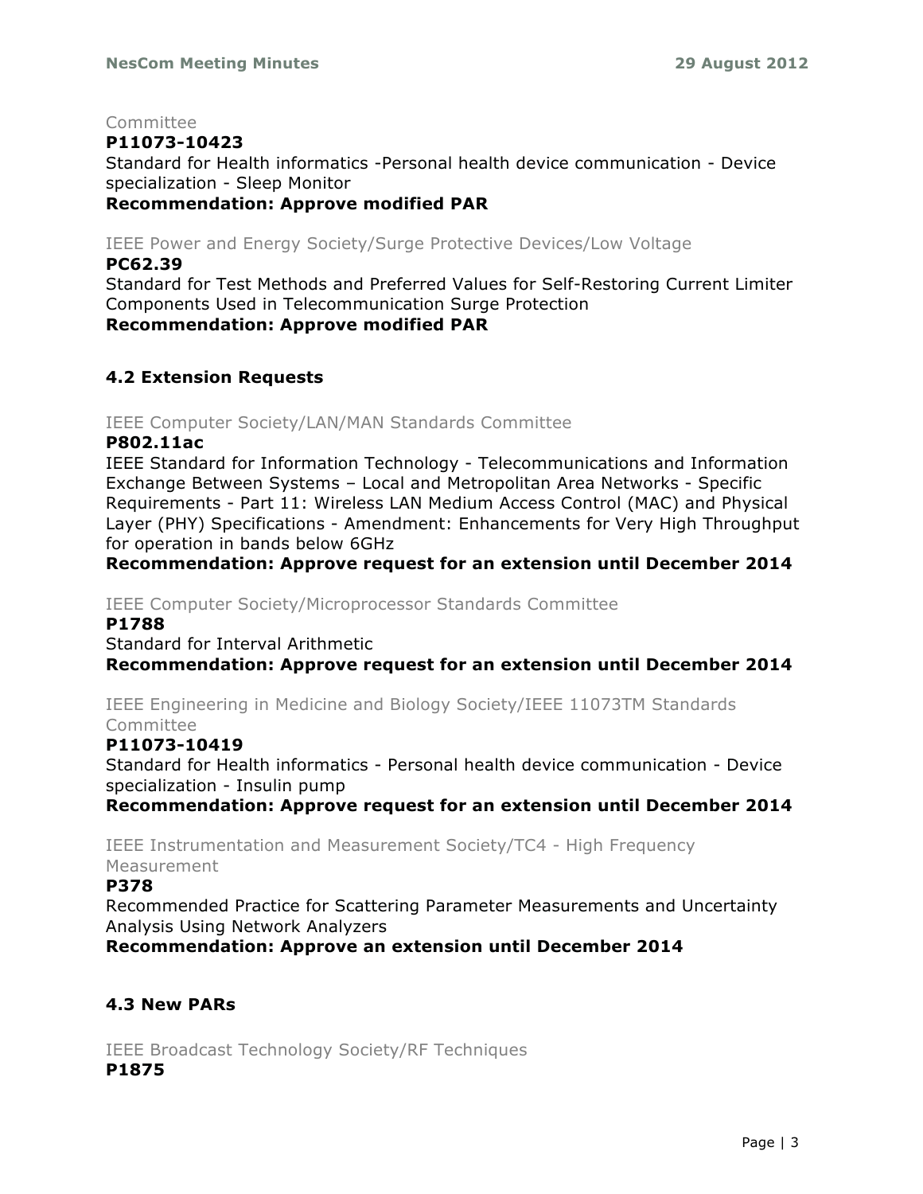Committee

**P11073-10423**

Standard for Health informatics -Personal health device communication - Device specialization - Sleep Monitor

**Recommendation: Approve modified PAR**

IEEE Power and Energy Society/Surge Protective Devices/Low Voltage

**PC62.39**

Standard for Test Methods and Preferred Values for Self-Restoring Current Limiter Components Used in Telecommunication Surge Protection

**Recommendation: Approve modified PAR**

### 4.2 Extension Requests

IEEE Computer Society/LAN/MAN Standards Committee

**P802.11ac**

IEEE Standard for Information Technology - Telecommunications and Information Exchange Between Systems – Local and Metropolitan Area Networks - Specific Requirements - Part 11: Wireless LAN Medium Access Control (MAC) and Physical Layer (PHY) Specifications - Amendment: Enhancements for Very High Throughput for operation in bands below 6GHz

**Recommendation: Approve request for an extension until December 2014**

IEEE Computer Society/Microprocessor Standards Committee

**P1788**

Standard for Interval Arithmetic

**Recommendation: Approve request for an extension until December 2014**

IEEE Engineering in Medicine and Biology Society/IEEE 11073TM Standards Committee

**P11073-10419**

Standard for Health informatics - Personal health device communication - Device specialization - Insulin pump

**Recommendation: Approve request for an extension until December 2014**

IEEE Instrumentation and Measurement Society/TC4 - High Frequency Measurement

**P378**

Recommended Practice for Scattering Parameter Measurements and Uncertainty Analysis Using Network Analyzers

**Recommendation: Approve an extension until December 2014**

### 4.3 New PARs

IEEE Broadcast Technology Society/RF Techniques

**P1875**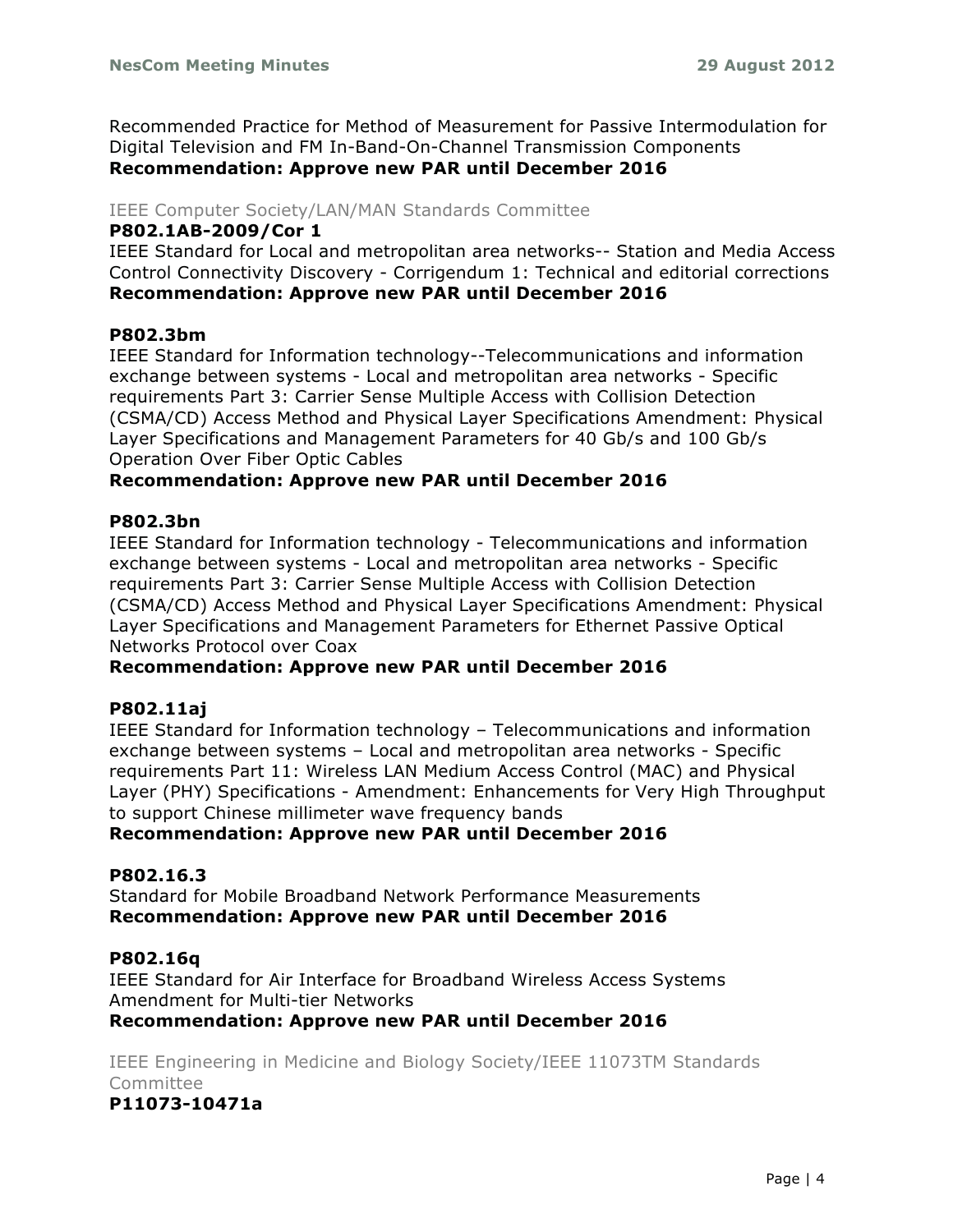Recommended Practice for Method of Measurement for Passive Intermodulation for Digital Television and FM In-Band-On-Channel Transmission Components
**Recommendation: Approve new PAR until December 2016**

IEEE Computer Society/LAN/MAN Standards Committee

**P802.1AB-2009/Cor 1**
IEEE Standard for Local and metropolitan area networks-- Station and Media Access Control Connectivity Discovery - Corrigendum 1: Technical and editorial corrections
**Recommendation: Approve new PAR until December 2016**

**P802.3bm**
IEEE Standard for Information technology--Telecommunications and information exchange between systems - Local and metropolitan area networks - Specific requirements Part 3: Carrier Sense Multiple Access with Collision Detection (CSMA/CD) Access Method and Physical Layer Specifications Amendment: Physical Layer Specifications and Management Parameters for 40 Gb/s and 100 Gb/s Operation Over Fiber Optic Cables
**Recommendation: Approve new PAR until December 2016**

**P802.3bn**
IEEE Standard for Information technology - Telecommunications and information exchange between systems - Local and metropolitan area networks - Specific requirements Part 3: Carrier Sense Multiple Access with Collision Detection (CSMA/CD) Access Method and Physical Layer Specifications Amendment: Physical Layer Specifications and Management Parameters for Ethernet Passive Optical Networks Protocol over Coax
**Recommendation: Approve new PAR until December 2016**

**P802.11aj**
IEEE Standard for Information technology – Telecommunications and information exchange between systems – Local and metropolitan area networks - Specific requirements Part 11: Wireless LAN Medium Access Control (MAC) and Physical Layer (PHY) Specifications - Amendment: Enhancements for Very High Throughput to support Chinese millimeter wave frequency bands
**Recommendation: Approve new PAR until December 2016**

**P802.16.3**
Standard for Mobile Broadband Network Performance Measurements
**Recommendation: Approve new PAR until December 2016**

**P802.16q**
IEEE Standard for Air Interface for Broadband Wireless Access Systems Amendment for Multi-tier Networks
**Recommendation: Approve new PAR until December 2016**

IEEE Engineering in Medicine and Biology Society/IEEE 11073TM Standards Committee

**P11073-10471a**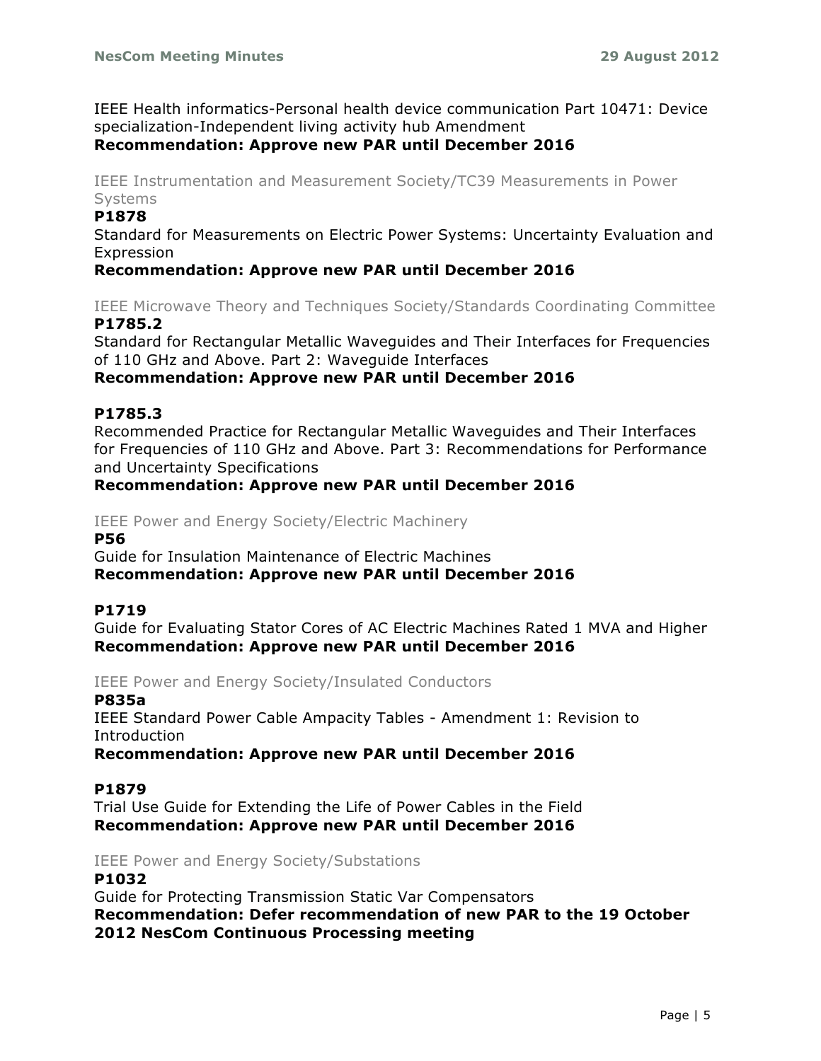IEEE Health informatics-Personal health device communication Part 10471: Device specialization-Independent living activity hub Amendment
**Recommendation: Approve new PAR until December 2016**

IEEE Instrumentation and Measurement Society/TC39 Measurements in Power Systems

**P1878**
Standard for Measurements on Electric Power Systems: Uncertainty Evaluation and Expression
**Recommendation: Approve new PAR until December 2016**

IEEE Microwave Theory and Techniques Society/Standards Coordinating Committee

**P1785.2**
Standard for Rectangular Metallic Waveguides and Their Interfaces for Frequencies of 110 GHz and Above. Part 2: Waveguide Interfaces
**Recommendation: Approve new PAR until December 2016**

**P1785.3**
Recommended Practice for Rectangular Metallic Waveguides and Their Interfaces for Frequencies of 110 GHz and Above. Part 3: Recommendations for Performance and Uncertainty Specifications
**Recommendation: Approve new PAR until December 2016**

IEEE Power and Energy Society/Electric Machinery

**P56**
Guide for Insulation Maintenance of Electric Machines
**Recommendation: Approve new PAR until December 2016**

**P1719**
Guide for Evaluating Stator Cores of AC Electric Machines Rated 1 MVA and Higher
**Recommendation: Approve new PAR until December 2016**

IEEE Power and Energy Society/Insulated Conductors

**P835a**
IEEE Standard Power Cable Ampacity Tables - Amendment 1: Revision to Introduction
**Recommendation: Approve new PAR until December 2016**

**P1879**
Trial Use Guide for Extending the Life of Power Cables in the Field
**Recommendation: Approve new PAR until December 2016**

IEEE Power and Energy Society/Substations

**P1032**
Guide for Protecting Transmission Static Var Compensators
**Recommendation: Defer recommendation of new PAR to the 19 October 2012 NesCom Continuous Processing meeting**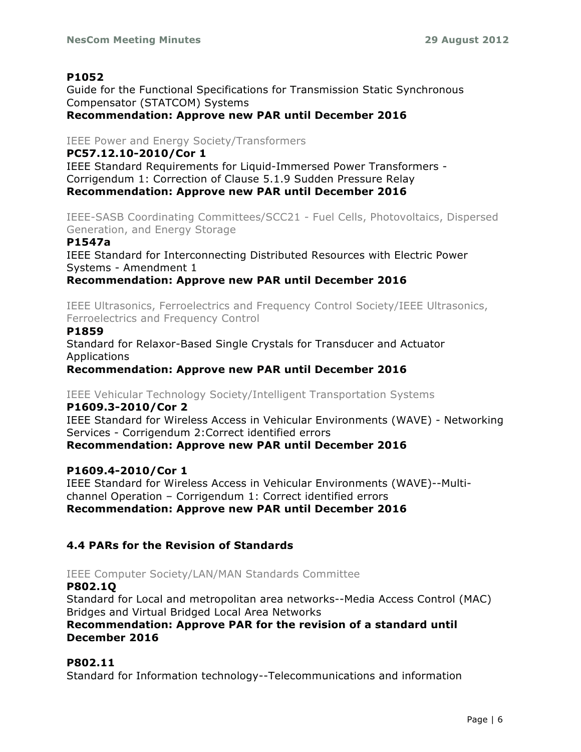**P1052**
Guide for the Functional Specifications for Transmission Static Synchronous Compensator (STATCOM) Systems
**Recommendation: Approve new PAR until December 2016**

IEEE Power and Energy Society/Transformers

**PC57.12.10-2010/Cor 1**
IEEE Standard Requirements for Liquid-Immersed Power Transformers - Corrigendum 1: Correction of Clause 5.1.9 Sudden Pressure Relay
**Recommendation: Approve new PAR until December 2016**

IEEE-SASB Coordinating Committees/SCC21 - Fuel Cells, Photovoltaics, Dispersed Generation, and Energy Storage

**P1547a**
IEEE Standard for Interconnecting Distributed Resources with Electric Power Systems - Amendment 1
**Recommendation: Approve new PAR until December 2016**

IEEE Ultrasonics, Ferroelectrics and Frequency Control Society/IEEE Ultrasonics, Ferroelectrics and Frequency Control

**P1859**
Standard for Relaxor-Based Single Crystals for Transducer and Actuator Applications
**Recommendation: Approve new PAR until December 2016**

IEEE Vehicular Technology Society/Intelligent Transportation Systems

**P1609.3-2010/Cor 2**
IEEE Standard for Wireless Access in Vehicular Environments (WAVE) - Networking Services - Corrigendum 2:Correct identified errors
**Recommendation: Approve new PAR until December 2016**

**P1609.4-2010/Cor 1**
IEEE Standard for Wireless Access in Vehicular Environments (WAVE)--Multi-channel Operation – Corrigendum 1: Correct identified errors
**Recommendation: Approve new PAR until December 2016**

### 4.4 PARs for the Revision of Standards

IEEE Computer Society/LAN/MAN Standards Committee

**P802.1Q**
Standard for Local and metropolitan area networks--Media Access Control (MAC) Bridges and Virtual Bridged Local Area Networks
**Recommendation: Approve PAR for the revision of a standard until December 2016**

**P802.11**
Standard for Information technology--Telecommunications and information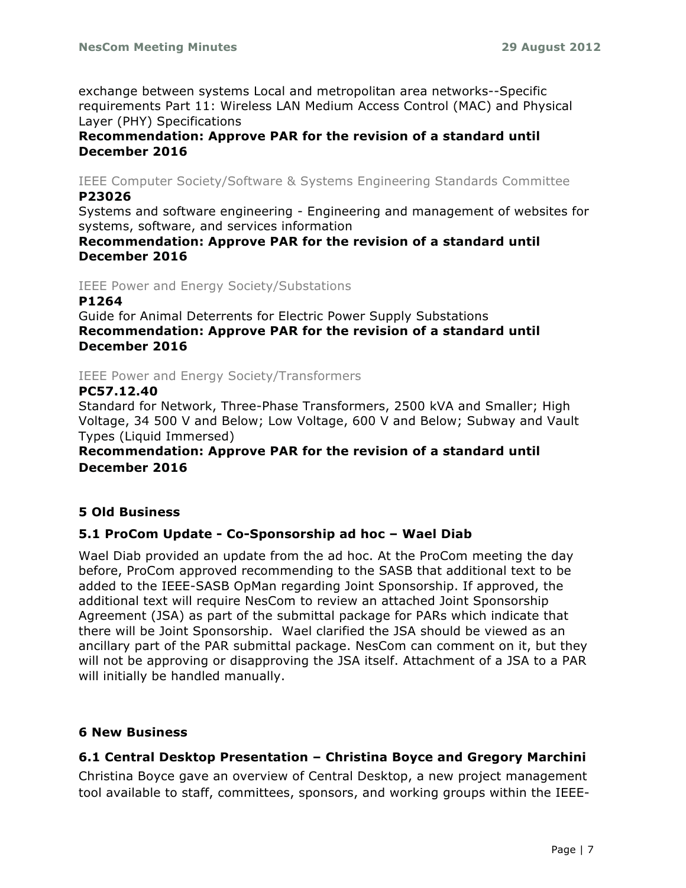exchange between systems Local and metropolitan area networks--Specific requirements Part 11: Wireless LAN Medium Access Control (MAC) and Physical Layer (PHY) Specifications

**Recommendation: Approve PAR for the revision of a standard until December 2016**

IEEE Computer Society/Software & Systems Engineering Standards Committee

**P23026**

Systems and software engineering - Engineering and management of websites for systems, software, and services information

**Recommendation: Approve PAR for the revision of a standard until December 2016**

IEEE Power and Energy Society/Substations

**P1264**

Guide for Animal Deterrents for Electric Power Supply Substations

**Recommendation: Approve PAR for the revision of a standard until December 2016**

IEEE Power and Energy Society/Transformers

**PC57.12.40**

Standard for Network, Three-Phase Transformers, 2500 kVA and Smaller; High Voltage, 34 500 V and Below; Low Voltage, 600 V and Below; Subway and Vault Types (Liquid Immersed)

**Recommendation: Approve PAR for the revision of a standard until December 2016**

## 5 Old Business

### 5.1 ProCom Update - Co-Sponsorship ad hoc – Wael Diab

Wael Diab provided an update from the ad hoc. At the ProCom meeting the day before, ProCom approved recommending to the SASB that additional text to be added to the IEEE-SASB OpMan regarding Joint Sponsorship. If approved, the additional text will require NesCom to review an attached Joint Sponsorship Agreement (JSA) as part of the submittal package for PARs which indicate that there will be Joint Sponsorship. Wael clarified the JSA should be viewed as an ancillary part of the PAR submittal package. NesCom can comment on it, but they will not be approving or disapproving the JSA itself. Attachment of a JSA to a PAR will initially be handled manually.

## 6 New Business

### 6.1 Central Desktop Presentation – Christina Boyce and Gregory Marchini

Christina Boyce gave an overview of Central Desktop, a new project management tool available to staff, committees, sponsors, and working groups within the IEEE-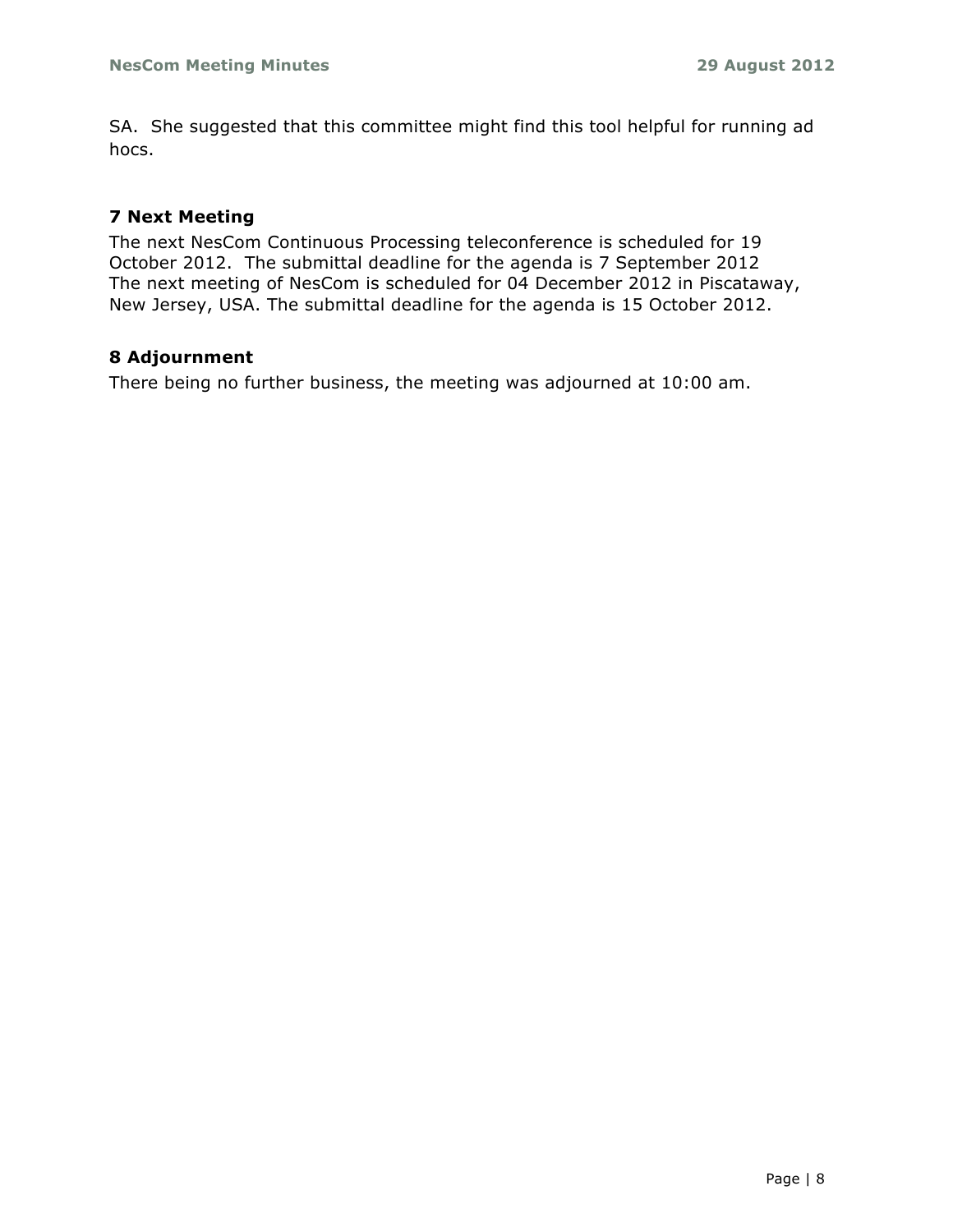SA. She suggested that this committee might find this tool helpful for running ad hocs.

## 7 Next Meeting

The next NesCom Continuous Processing teleconference is scheduled for 19 October 2012. The submittal deadline for the agenda is 7 September 2012
The next meeting of NesCom is scheduled for 04 December 2012 in Piscataway, New Jersey, USA. The submittal deadline for the agenda is 15 October 2012.

## 8 Adjournment

There being no further business, the meeting was adjourned at 10:00 am.